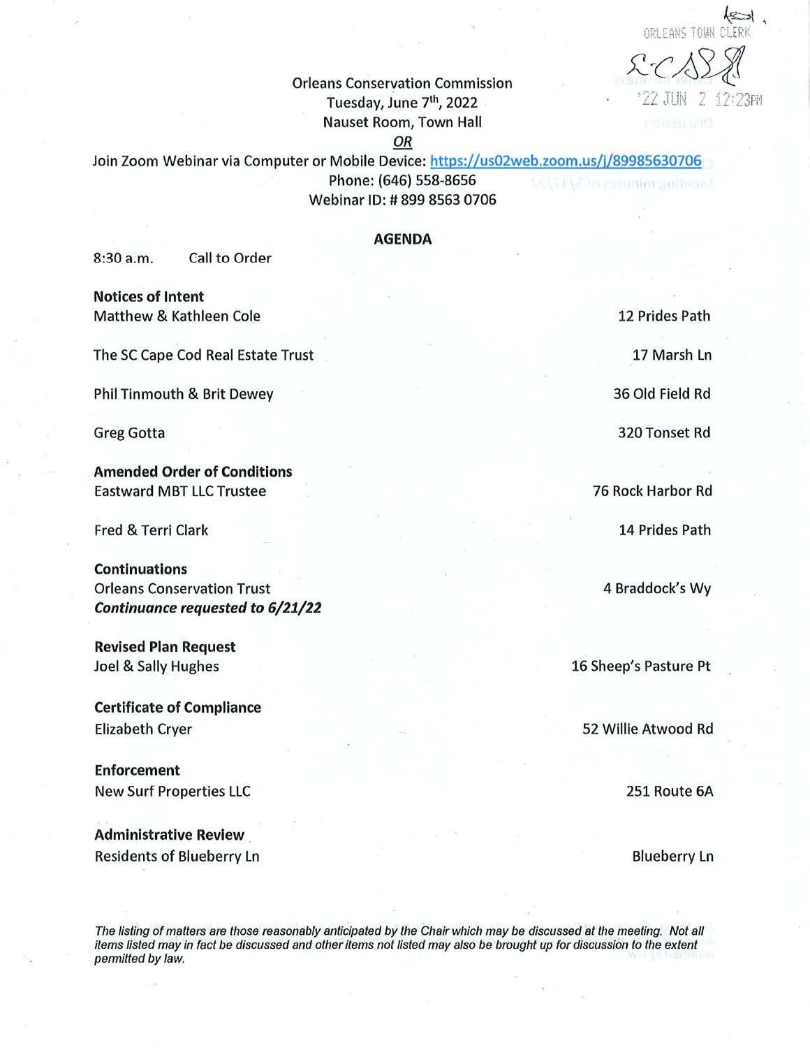ORLEANS TOWN CLERK

'22 JUN 2 12:23PM

Orleans Conservation Commission
Tuesday, June 7th, 2022
Nauset Room, Town Hall
*OR*
Join Zoom Webinar via Computer or Mobile Device: https://us02web.zoom.us/j/89985630706
Phone: (646) 558-8656
Webinar ID: # 899 8563 0706

## AGENDA

8:30 a.m. Call to Order

**Notices of Intent**

Matthew & Kathleen Cole — 12 Prides Path

The SC Cape Cod Real Estate Trust — 17 Marsh Ln

Phil Tinmouth & Brit Dewey — 36 Old Field Rd

Greg Gotta — 320 Tonset Rd

**Amended Order of Conditions**

Eastward MBT LLC Trustee — 76 Rock Harbor Rd

Fred & Terri Clark — 14 Prides Path

**Continuations**

Orleans Conservation Trust — 4 Braddock's Wy
***Continuance requested to 6/21/22***

**Revised Plan Request**

Joel & Sally Hughes — 16 Sheep's Pasture Pt

**Certificate of Compliance**

Elizabeth Cryer — 52 Willie Atwood Rd

**Enforcement**

New Surf Properties LLC — 251 Route 6A

**Administrative Review**

Residents of Blueberry Ln — Blueberry Ln

*The listing of matters are those reasonably anticipated by the Chair which may be discussed at the meeting. Not all items listed may in fact be discussed and other items not listed may also be brought up for discussion to the extent permitted by law.*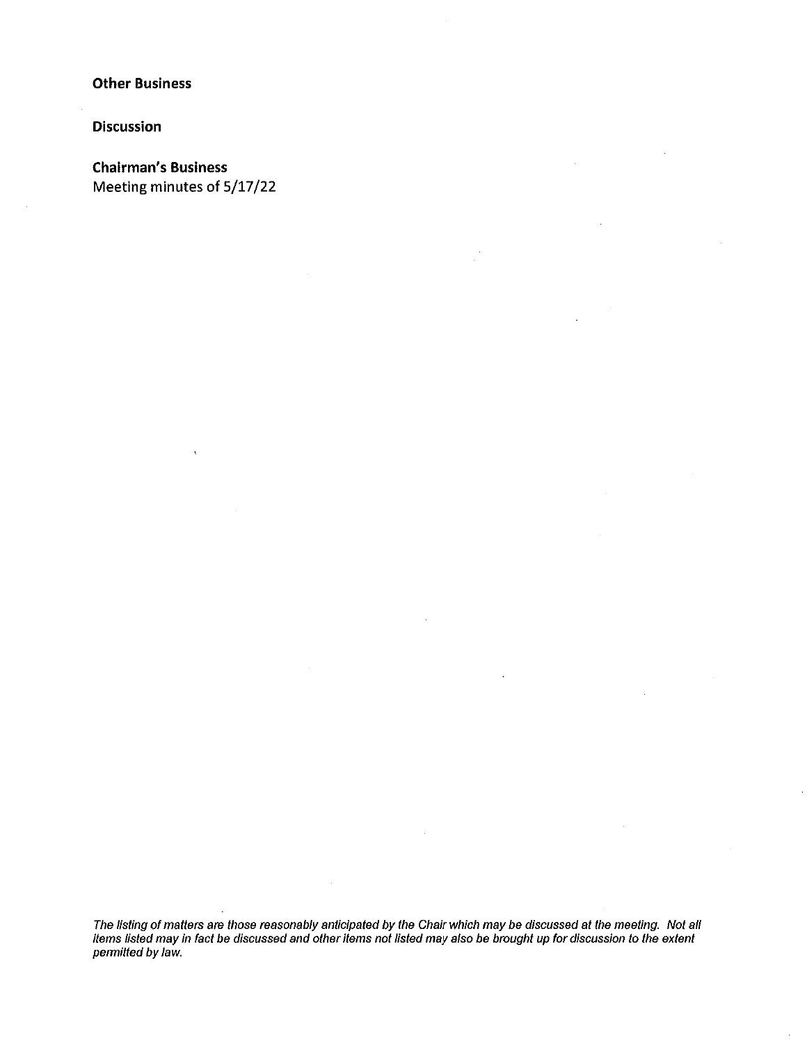**Other Business**

**Discussion**

**Chairman's Business**

Meeting minutes of 5/17/22

*The listing of matters are those reasonably anticipated by the Chair which may be discussed at the meeting. Not all items listed may in fact be discussed and other items not listed may also be brought up for discussion to the extent permitted by law.*